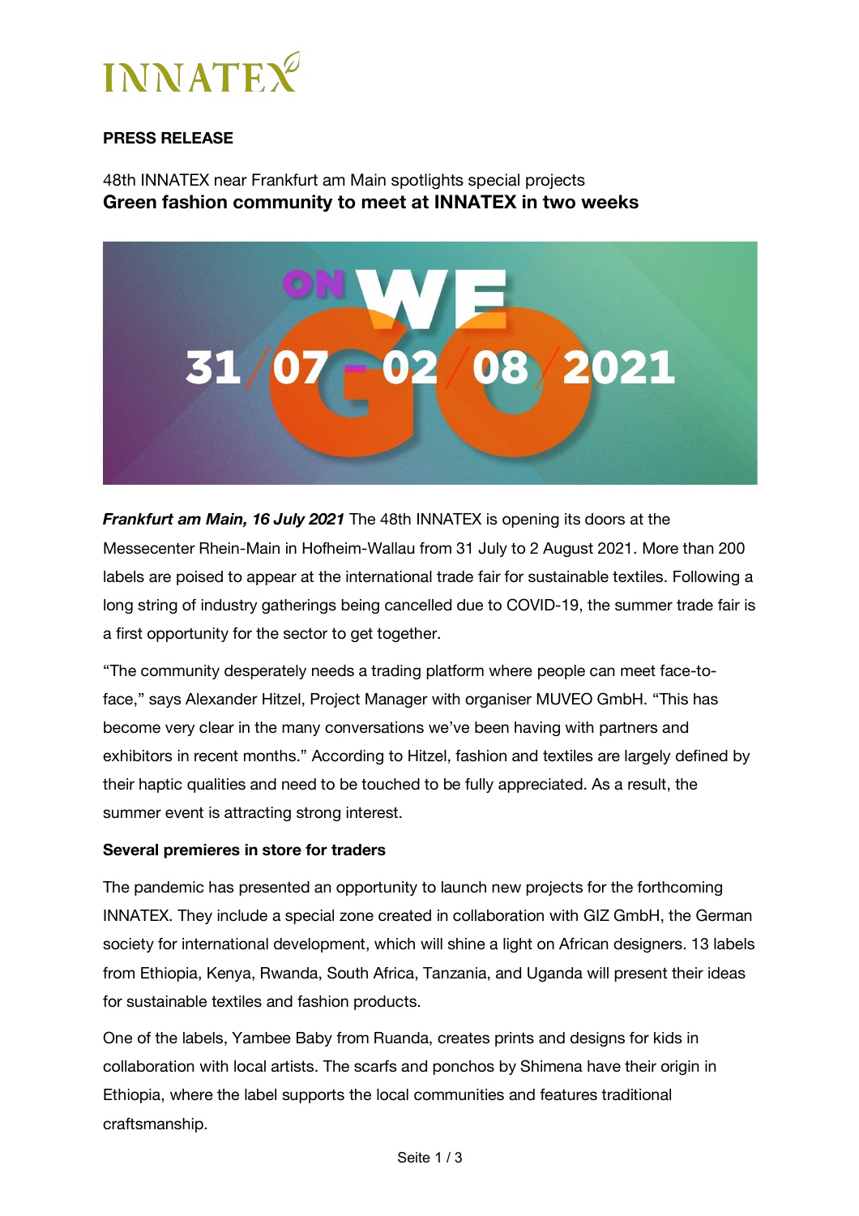INNATEX

**PRESS RELEASE**

48th INNATEX near Frankfurt am Main spotlights special projects

**Green fashion community to meet at INNATEX in two weeks**

***Frankfurt am Main, 16 July 2021*** The 48th INNATEX is opening its doors at the Messecenter Rhein-Main in Hofheim-Wallau from 31 July to 2 August 2021. More than 200 labels are poised to appear at the international trade fair for sustainable textiles. Following a long string of industry gatherings being cancelled due to COVID-19, the summer trade fair is a first opportunity for the sector to get together.

"The community desperately needs a trading platform where people can meet face-to-face," says Alexander Hitzel, Project Manager with organiser MUVEO GmbH. "This has become very clear in the many conversations we've been having with partners and exhibitors in recent months." According to Hitzel, fashion and textiles are largely defined by their haptic qualities and need to be touched to be fully appreciated. As a result, the summer event is attracting strong interest.

**Several premieres in store for traders**

The pandemic has presented an opportunity to launch new projects for the forthcoming INNATEX. They include a special zone created in collaboration with GIZ GmbH, the German society for international development, which will shine a light on African designers. 13 labels from Ethiopia, Kenya, Rwanda, South Africa, Tanzania, and Uganda will present their ideas for sustainable textiles and fashion products.

One of the labels, Yambee Baby from Ruanda, creates prints and designs for kids in collaboration with local artists. The scarfs and ponchos by Shimena have their origin in Ethiopia, where the label supports the local communities and features traditional craftsmanship.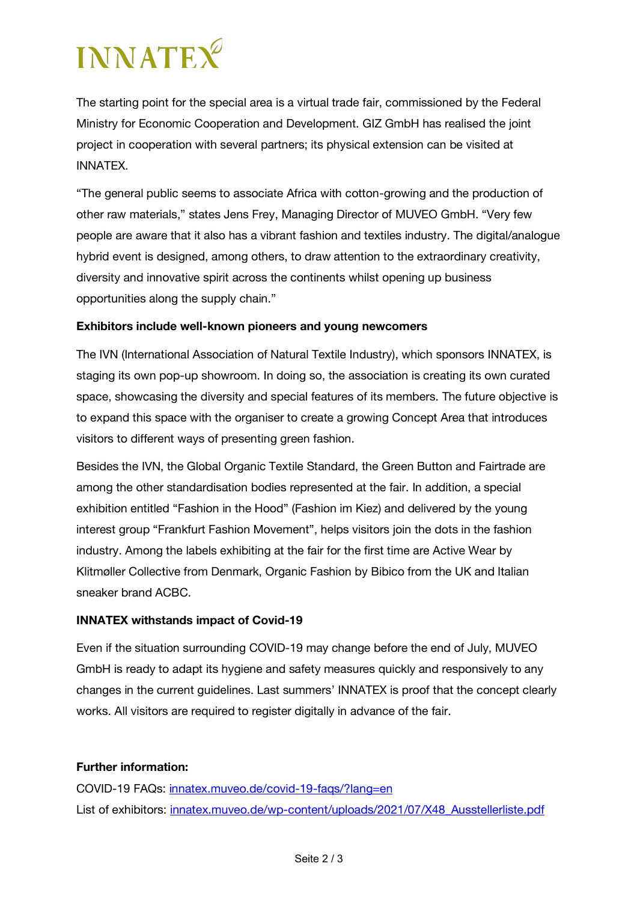The starting point for the special area is a virtual trade fair, commissioned by the Federal Ministry for Economic Cooperation and Development. GIZ GmbH has realised the joint project in cooperation with several partners; its physical extension can be visited at INNATEX.

“The general public seems to associate Africa with cotton-growing and the production of other raw materials,” states Jens Frey, Managing Director of MUVEO GmbH. “Very few people are aware that it also has a vibrant fashion and textiles industry. The digital/analogue hybrid event is designed, among others, to draw attention to the extraordinary creativity, diversity and innovative spirit across the continents whilst opening up business opportunities along the supply chain.”

**Exhibitors include well-known pioneers and young newcomers**

The IVN (International Association of Natural Textile Industry), which sponsors INNATEX, is staging its own pop-up showroom. In doing so, the association is creating its own curated space, showcasing the diversity and special features of its members. The future objective is to expand this space with the organiser to create a growing Concept Area that introduces visitors to different ways of presenting green fashion.

Besides the IVN, the Global Organic Textile Standard, the Green Button and Fairtrade are among the other standardisation bodies represented at the fair. In addition, a special exhibition entitled “Fashion in the Hood” (Fashion im Kiez) and delivered by the young interest group “Frankfurt Fashion Movement”, helps visitors join the dots in the fashion industry. Among the labels exhibiting at the fair for the first time are Active Wear by Klitmøller Collective from Denmark, Organic Fashion by Bibico from the UK and Italian sneaker brand ACBC.

**INNATEX withstands impact of Covid-19**

Even if the situation surrounding COVID-19 may change before the end of July, MUVEO GmbH is ready to adapt its hygiene and safety measures quickly and responsively to any changes in the current guidelines. Last summers’ INNATEX is proof that the concept clearly works. All visitors are required to register digitally in advance of the fair.

**Further information:**

COVID-19 FAQs: innatex.muveo.de/covid-19-faqs/?lang=en

List of exhibitors: innatex.muveo.de/wp-content/uploads/2021/07/X48_Ausstellerliste.pdf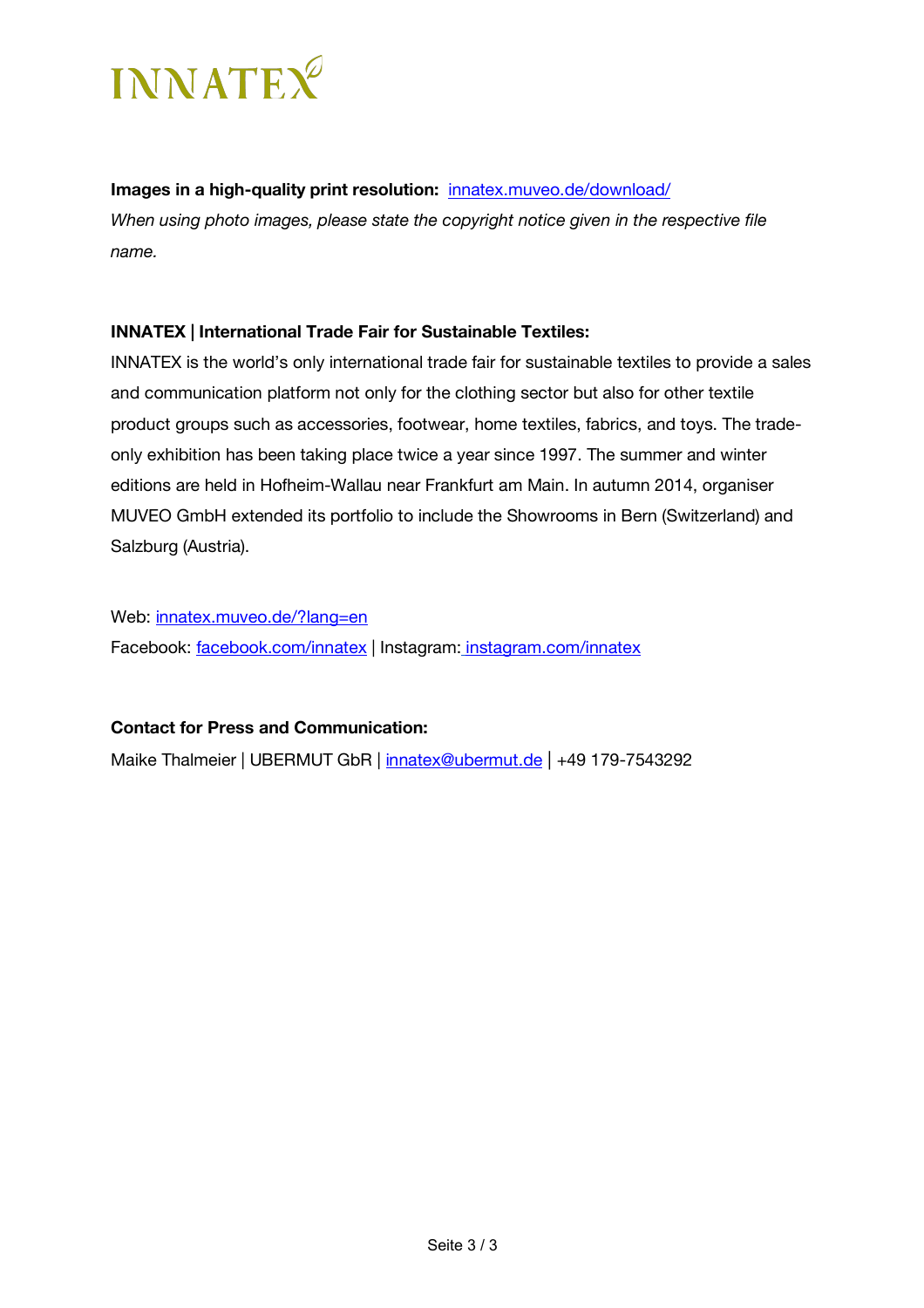INNATEX

**Images in a high-quality print resolution:** innatex.muveo.de/download/

*When using photo images, please state the copyright notice given in the respective file name.*

**INNATEX | International Trade Fair for Sustainable Textiles:**

INNATEX is the world's only international trade fair for sustainable textiles to provide a sales and communication platform not only for the clothing sector but also for other textile product groups such as accessories, footwear, home textiles, fabrics, and toys. The trade-only exhibition has been taking place twice a year since 1997. The summer and winter editions are held in Hofheim-Wallau near Frankfurt am Main. In autumn 2014, organiser MUVEO GmbH extended its portfolio to include the Showrooms in Bern (Switzerland) and Salzburg (Austria).

Web: innatex.muveo.de/?lang=en

Facebook: facebook.com/innatex | Instagram: instagram.com/innatex

**Contact for Press and Communication:**

Maike Thalmeier | UBERMUT GbR | innatex@ubermut.de | +49 179-7543292